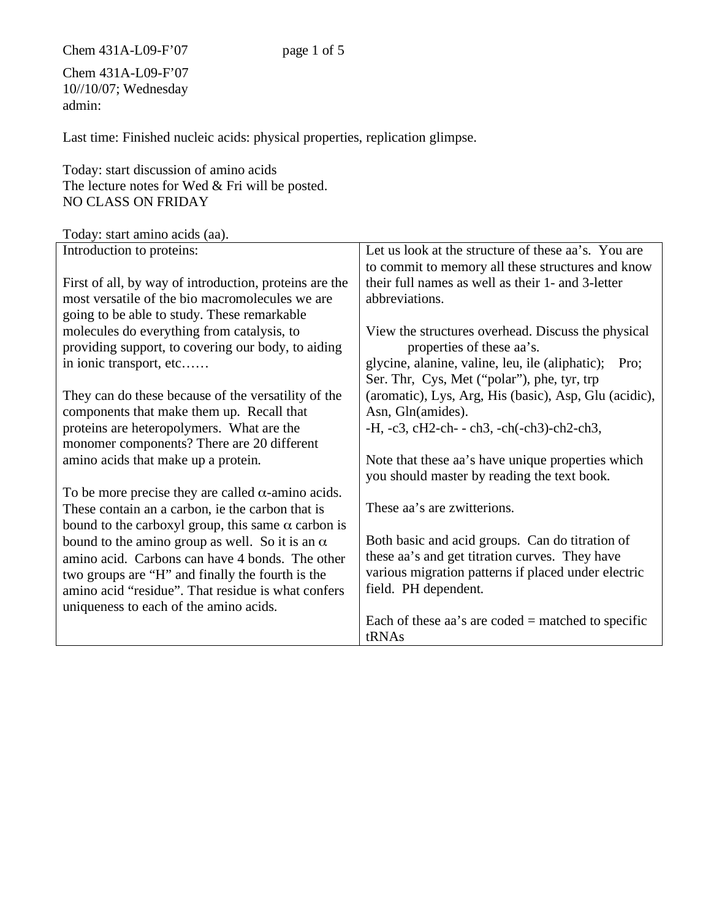Chem 431A-L09-F'07
10//10/07; Wednesday
admin:

Last time: Finished nucleic acids: physical properties, replication glimpse.

Today: start discussion of amino acids
The lecture notes for Wed & Fri will be posted.
NO CLASS ON FRIDAY

Today: start amino acids (aa).

| Introduction to proteins:<br><br>First of all, by way of introduction, proteins are the most versatile of the bio macromolecules we are going to be able to study. These remarkable molecules do everything from catalysis, to providing support, to covering our body, to aiding in ionic transport, etc……<br><br>They can do these because of the versatility of the components that make them up. Recall that proteins are heteropolymers. What are the monomer components? There are 20 different amino acids that make up a protein.<br><br>To be more precise they are called $\alpha$-amino acids. These contain an a carbon, ie the carbon that is bound to the carboxyl group, this same $\alpha$ carbon is bound to the amino group as well. So it is an $\alpha$ amino acid. Carbons can have 4 bonds. The other two groups are "H" and finally the fourth is the amino acid "residue". That residue is what confers uniqueness to each of the amino acids. | Let us look at the structure of these aa's. You are to commit to memory all these structures and know their full names as well as their 1- and 3-letter abbreviations.<br><br>View the structures overhead. Discuss the physical properties of these aa's.<br>glycine, alanine, valine, leu, ile (aliphatic); Pro; Ser. Thr, Cys, Met ("polar"), phe, tyr, trp (aromatic), Lys, Arg, His (basic), Asp, Glu (acidic), Asn, Gln(amides).<br>-H, -c3, cH2-ch- - ch3, -ch(-ch3)-ch2-ch3,<br><br>Note that these aa's have unique properties which you should master by reading the text book.<br><br>These aa's are zwitterions.<br><br>Both basic and acid groups. Can do titration of these aa's and get titration curves. They have various migration patterns if placed under electric field. PH dependent.<br><br>Each of these aa's are coded = matched to specific tRNAs |
|---|---|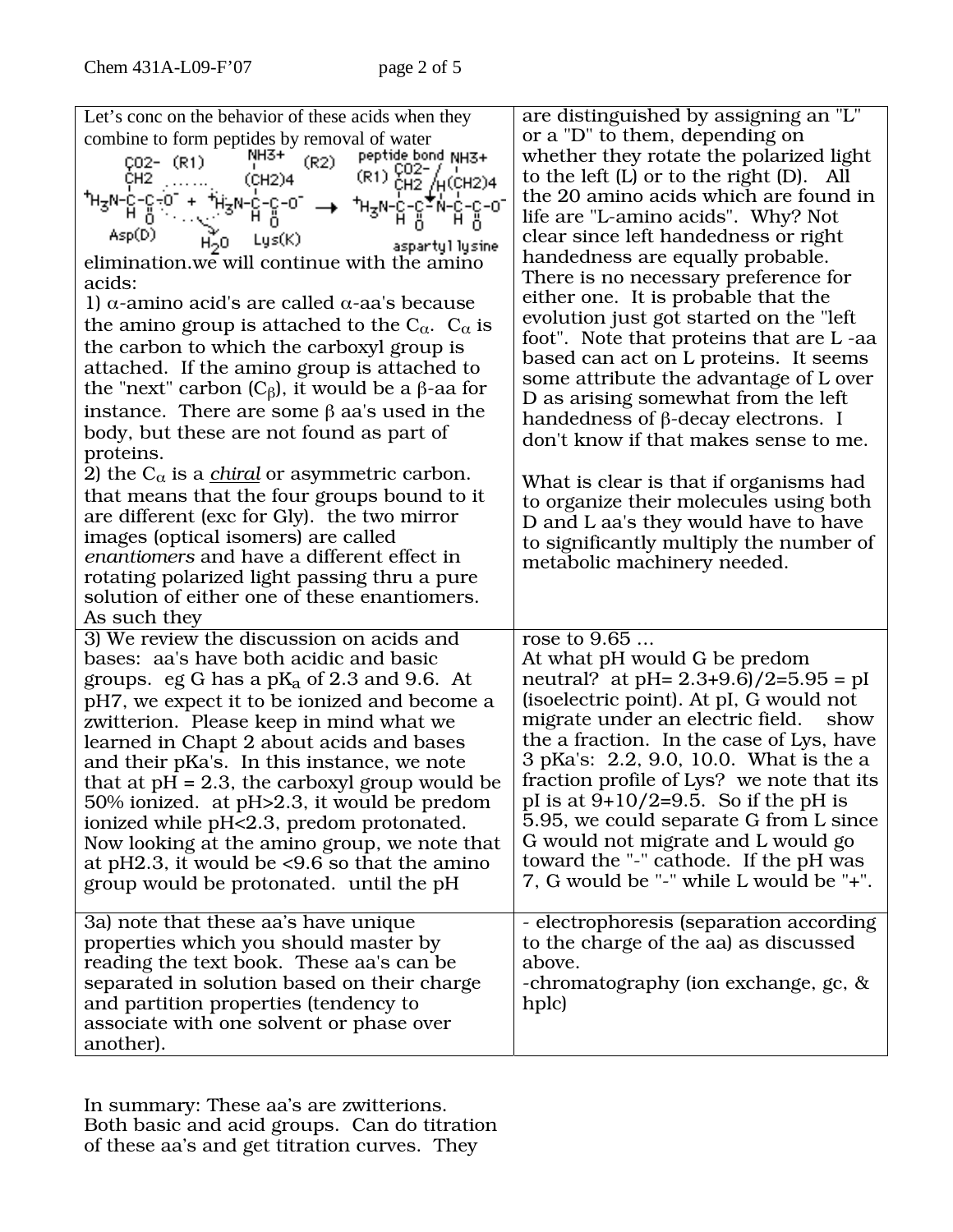Let's conc on the behavior of these acids when they combine to form peptides by removal of water

$$^{+}H_3N\text{-}\underset{H}{\overset{CH_2\text{-}CO_2^-\,(R1)}{C}}\text{-}\underset{O}{\overset{}{C}}\text{-}O^- + {}^{+}H_3N\text{-}\underset{H}{\overset{(CH_2)_4\text{-}NH_3^+\,(R2)}{C}}\text{-}\underset{O}{\overset{}{C}}\text{-}O^- \rightarrow {}^{+}H_3N\text{-}\underset{H}{\overset{CH_2\text{-}CO_2^-\,(R1)}{C}}\text{-}\underset{O}{C}\text{-}\underset{H}{N}\text{-}\underset{H}{\overset{(CH_2)_4\text{-}NH_3^+}{C}}\text{-}\underset{O}{C}\text{-}O^- + H_2O$$

Asp(D) + Lys(K) → aspartyl lysine (peptide bond)

elimination.we will continue with the amino acids:

1) α-amino acid's are called α-aa's because the amino group is attached to the $C_\alpha$. $C_\alpha$ is the carbon to which the carboxyl group is attached. If the amino group is attached to the "next" carbon ($C_\beta$), it would be a β-aa for instance. There are some β aa's used in the body, but these are not found as part of proteins.

2) the $C_\alpha$ is a *chiral* or asymmetric carbon. that means that the four groups bound to it are different (exc for Gly). the two mirror images (optical isomers) are called *enantiomers* and have a different effect in rotating polarized light passing thru a pure solution of either one of these enantiomers. As such they are distinguished by assigning an "L" or a "D" to them, depending on whether they rotate the polarized light to the left (L) or to the right (D). All the 20 amino acids which are found in life are "L-amino acids". Why? Not clear since left handedness or right handedness are equally probable. There is no necessary preference for either one. It is probable that the evolution just got started on the "left foot". Note that proteins that are L -aa based can act on L proteins. It seems some attribute the advantage of L over D as arising somewhat from the left handedness of β-decay electrons. I don't know if that makes sense to me.

What is clear is that if organisms had to organize their molecules using both D and L aa's they would have to have to significantly multiply the number of metabolic machinery needed.

3) We review the discussion on acids and bases: aa's have both acidic and basic groups. eg G has a $pK_a$ of 2.3 and 9.6. At pH7, we expect it to be ionized and become a zwitterion. Please keep in mind what we learned in Chapt 2 about acids and bases and their pKa's. In this instance, we note that at pH = 2.3, the carboxyl group would be 50% ionized. at pH>2.3, it would be predom ionized while pH<2.3, predom protonated. Now looking at the amino group, we note that at pH2.3, it would be <9.6 so that the amino group would be protonated. until the pH rose to 9.65 ...

At what pH would G be predom neutral? at pH= 2.3+9.6)/2=5.95 = pI (isoelectric point). At pI, G would not migrate under an electric field. show the a fraction. In the case of Lys, have 3 pKa's: 2.2, 9.0, 10.0. What is the a fraction profile of Lys? we note that its pI is at 9+10/2=9.5. So if the pH is 5.95, we could separate G from L since G would not migrate and L would go toward the "-" cathode. If the pH was 7, G would be "-" while L would be "+".

3a) note that these aa's have unique properties which you should master by reading the text book. These aa's can be separated in solution based on their charge and partition properties (tendency to associate with one solvent or phase over another).

- electrophoresis (separation according to the charge of the aa) as discussed above.
- chromatography (ion exchange, gc, & hplc)

In summary: These aa's are zwitterions. Both basic and acid groups. Can do titration of these aa's and get titration curves. They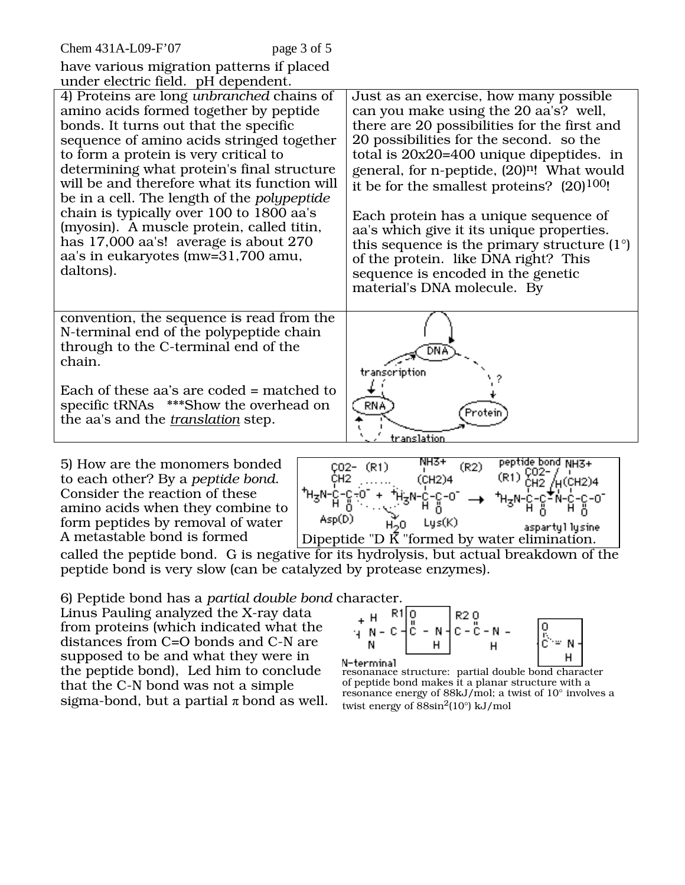have various migration patterns if placed under electric field. pH dependent.

4) Proteins are long *unbranched* chains of amino acids formed together by peptide bonds. It turns out that the specific sequence of amino acids stringed together to form a protein is very critical to determining what protein's final structure will be and therefore what its function will be in a cell. The length of the *polypeptide* chain is typically over 100 to 1800 aa's (myosin). A muscle protein, called titin, has 17,000 aa's! average is about 270 aa's in eukaryotes (mw=31,700 amu, daltons).

Just as an exercise, how many possible can you make using the 20 aa's? well, there are 20 possibilities for the first and 20 possibilities for the second. so the total is 20x20=400 unique dipeptides. in general, for n-peptide, $(20)^n$! What would it be for the smallest proteins? $(20)^{100}$!

Each protein has a unique sequence of aa's which give it its unique properties. this sequence is the primary structure (1°) of the protein. like DNA right? This sequence is encoded in the genetic material's DNA molecule. By convention, the sequence is read from the N-terminal end of the polypeptide chain through to the C-terminal end of the chain.

Each of these aa's are coded = matched to specific tRNAs ***Show the overhead on the aa's and the <u>*translation*</u> step.

5) How are the monomers bonded to each other? By a *peptide bond*. Consider the reaction of these amino acids when they combine to form peptides by removal of water A metastable bond is formed called the peptide bond. G is negative for its hydrolysis, but actual breakdown of the peptide bond is very slow (can be catalyzed by protease enzymes).

Dipeptide "D K "formed by water elimination.

6) Peptide bond has a *partial double bond* character. Linus Pauling analyzed the X-ray data from proteins (which indicated what the distances from C=O bonds and C-N are supposed to be and what they were in the peptide bond), Led him to conclude that the C-N bond was not a simple sigma-bond, but a partial π bond as well.

resonanace structure: partial double bond character of peptide bond makes it a planar structure with a resonance energy of 88kJ/mol; a twist of 10° involves a twist energy of $88\sin^2(10°)$ kJ/mol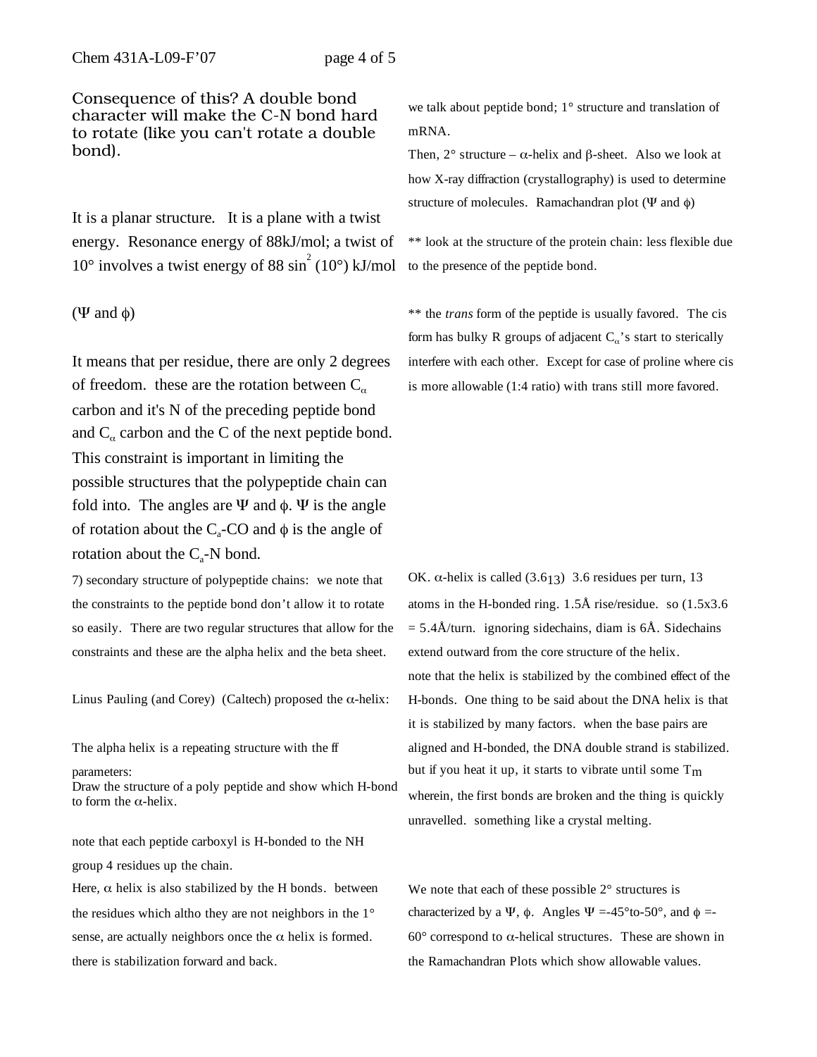Consequence of this? A double bond character will make the C-N bond hard to rotate (like you can't rotate a double bond).

It is a planar structure. It is a plane with a twist energy. Resonance energy of 88kJ/mol; a twist of 10° involves a twist energy of 88 $\sin^2$ (10°) kJ/mol

(Ψ and φ)

It means that per residue, there are only 2 degrees of freedom. these are the rotation between $C_\alpha$ carbon and it's N of the preceding peptide bond and $C_\alpha$ carbon and the C of the next peptide bond. This constraint is important in limiting the possible structures that the polypeptide chain can fold into. The angles are Ψ and φ. Ψ is the angle of rotation about the $C_a$-CO and φ is the angle of rotation about the $C_a$-N bond.

7) secondary structure of polypeptide chains: we note that the constraints to the peptide bond don't allow it to rotate so easily. There are two regular structures that allow for the constraints and these are the alpha helix and the beta sheet.

Linus Pauling (and Corey) (Caltech) proposed the α-helix:

The alpha helix is a repeating structure with the ff parameters:
Draw the structure of a poly peptide and show which H-bond to form the α-helix.

note that each peptide carboxyl is H-bonded to the NH group 4 residues up the chain.
Here, α helix is also stabilized by the H bonds. between the residues which altho they are not neighbors in the 1° sense, are actually neighbors once the α helix is formed. there is stabilization forward and back.

we talk about peptide bond; 1° structure and translation of mRNA.
Then, 2° structure – α-helix and β-sheet. Also we look at how X-ray diffraction (crystallography) is used to determine structure of molecules. Ramachandran plot (Ψ and φ)

** look at the structure of the protein chain: less flexible due to the presence of the peptide bond.

** the *trans* form of the peptide is usually favored. The cis form has bulky R groups of adjacent $C_\alpha$'s start to sterically interfere with each other. Except for case of proline where cis is more allowable (1:4 ratio) with trans still more favored.

OK. α-helix is called ($3.6_{13}$) 3.6 residues per turn, 13 atoms in the H-bonded ring. 1.5Å rise/residue. so (1.5x3.6 = 5.4Å/turn. ignoring sidechains, diam is 6Å. Sidechains extend outward from the core structure of the helix.
note that the helix is stabilized by the combined effect of the H-bonds. One thing to be said about the DNA helix is that it is stabilized by many factors. when the base pairs are aligned and H-bonded, the DNA double strand is stabilized. but if you heat it up, it starts to vibrate until some $T_m$ wherein, the first bonds are broken and the thing is quickly unravelled. something like a crystal melting.

We note that each of these possible 2° structures is characterized by a Ψ, φ. Angles Ψ =-45°to-50°, and φ =-60° correspond to α-helical structures. These are shown in the Ramachandran Plots which show allowable values.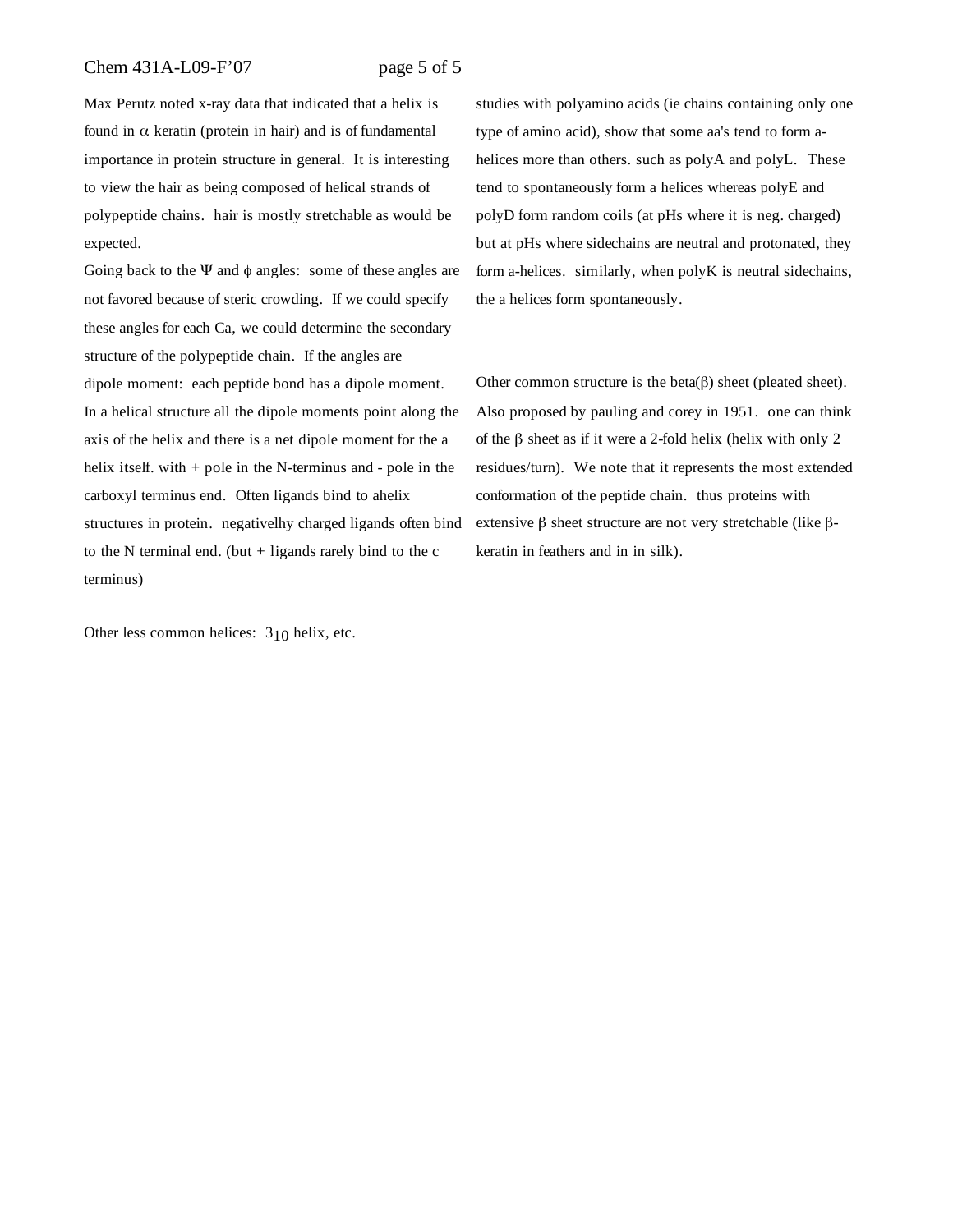Max Perutz noted x-ray data that indicated that a helix is found in $\alpha$ keratin (protein in hair) and is of fundamental importance in protein structure in general. It is interesting to view the hair as being composed of helical strands of polypeptide chains. hair is mostly stretchable as would be expected.

Going back to the $\Psi$ and $\phi$ angles: some of these angles are not favored because of steric crowding. If we could specify these angles for each Ca, we could determine the secondary structure of the polypeptide chain. If the angles are

dipole moment: each peptide bond has a dipole moment. In a helical structure all the dipole moments point along the axis of the helix and there is a net dipole moment for the a helix itself. with + pole in the N-terminus and - pole in the carboxyl terminus end. Often ligands bind to ahelix structures in protein. negativelhy charged ligands often bind to the N terminal end. (but + ligands rarely bind to the c terminus)

Other less common helices: $3_{10}$ helix, etc.

studies with polyamino acids (ie chains containing only one type of amino acid), show that some aa's tend to form a-helices more than others. such as polyA and polyL. These tend to spontaneously form a helices whereas polyE and polyD form random coils (at pHs where it is neg. charged) but at pHs where sidechains are neutral and protonated, they form a-helices. similarly, when polyK is neutral sidechains, the a helices form spontaneously.

Other common structure is the beta($\beta$) sheet (pleated sheet). Also proposed by pauling and corey in 1951. one can think of the $\beta$ sheet as if it were a 2-fold helix (helix with only 2 residues/turn). We note that it represents the most extended conformation of the peptide chain. thus proteins with extensive $\beta$ sheet structure are not very stretchable (like $\beta$-keratin in feathers and in in silk).